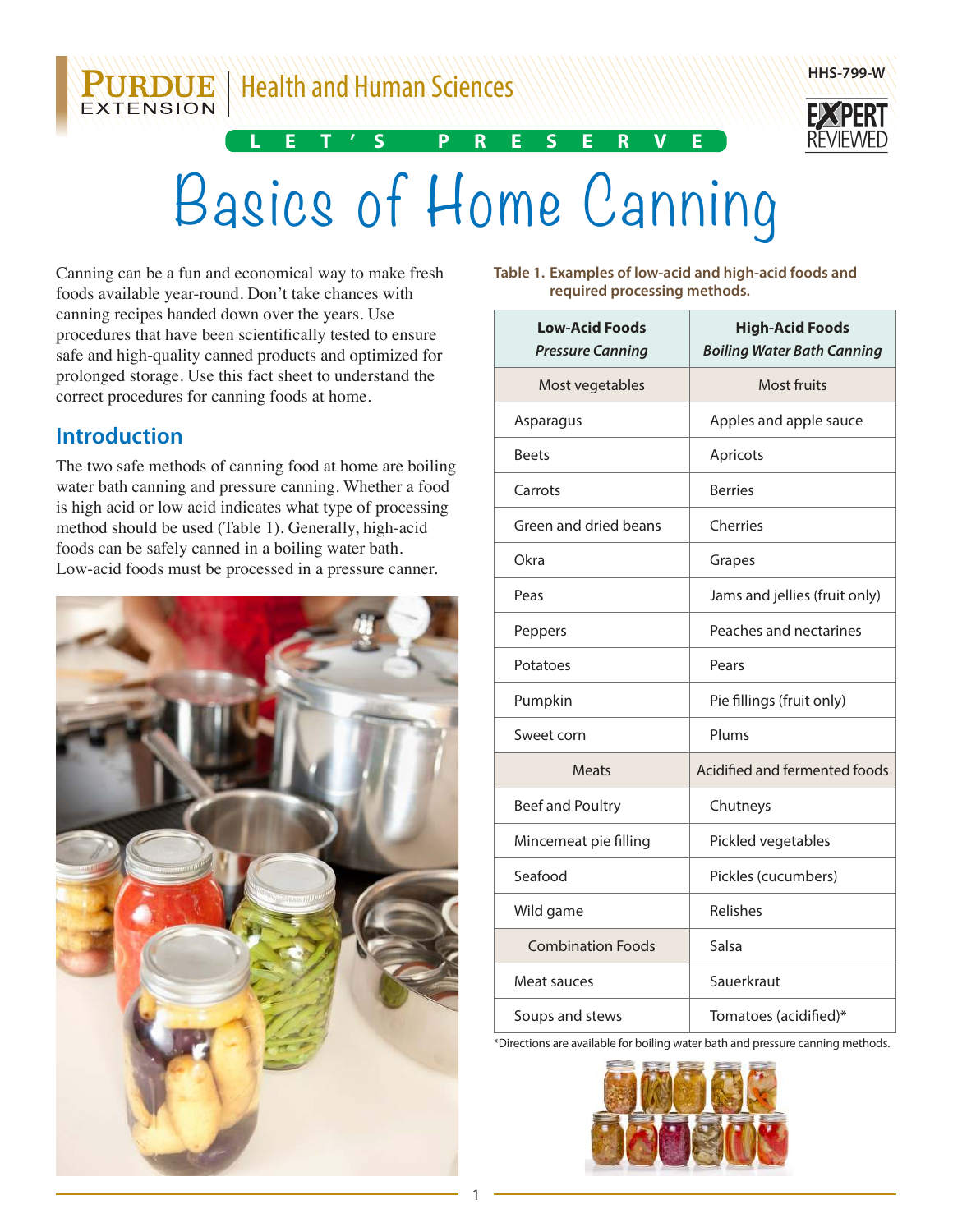Purdue Extension | Health and Human Sciences

HHS-799-W

LET'S PRESERVE

# Basics of Home Canning

Canning can be a fun and economical way to make fresh foods available year-round. Don't take chances with canning recipes handed down over the years. Use procedures that have been scientifically tested to ensure safe and high-quality canned products and optimized for prolonged storage. Use this fact sheet to understand the correct procedures for canning foods at home.

## Introduction

The two safe methods of canning food at home are boiling water bath canning and pressure canning. Whether a food is high acid or low acid indicates what type of processing method should be used (Table 1). Generally, high-acid foods can be safely canned in a boiling water bath. Low-acid foods must be processed in a pressure canner.

**Table 1. Examples of low-acid and high-acid foods and required processing methods.**

| **Low-Acid Foods** *Pressure Canning* | **High-Acid Foods** *Boiling Water Bath Canning* |
|---|---|
| Most vegetables | Most fruits |
| Asparagus | Apples and apple sauce |
| Beets | Apricots |
| Carrots | Berries |
| Green and dried beans | Cherries |
| Okra | Grapes |
| Peas | Jams and jellies (fruit only) |
| Peppers | Peaches and nectarines |
| Potatoes | Pears |
| Pumpkin | Pie fillings (fruit only) |
| Sweet corn | Plums |
| Meats | Acidified and fermented foods |
| Beef and Poultry | Chutneys |
| Mincemeat pie filling | Pickled vegetables |
| Seafood | Pickles (cucumbers) |
| Wild game | Relishes |
| Combination Foods | Salsa |
| Meat sauces | Sauerkraut |
| Soups and stews | Tomatoes (acidified)* |

*Directions are available for boiling water bath and pressure canning methods.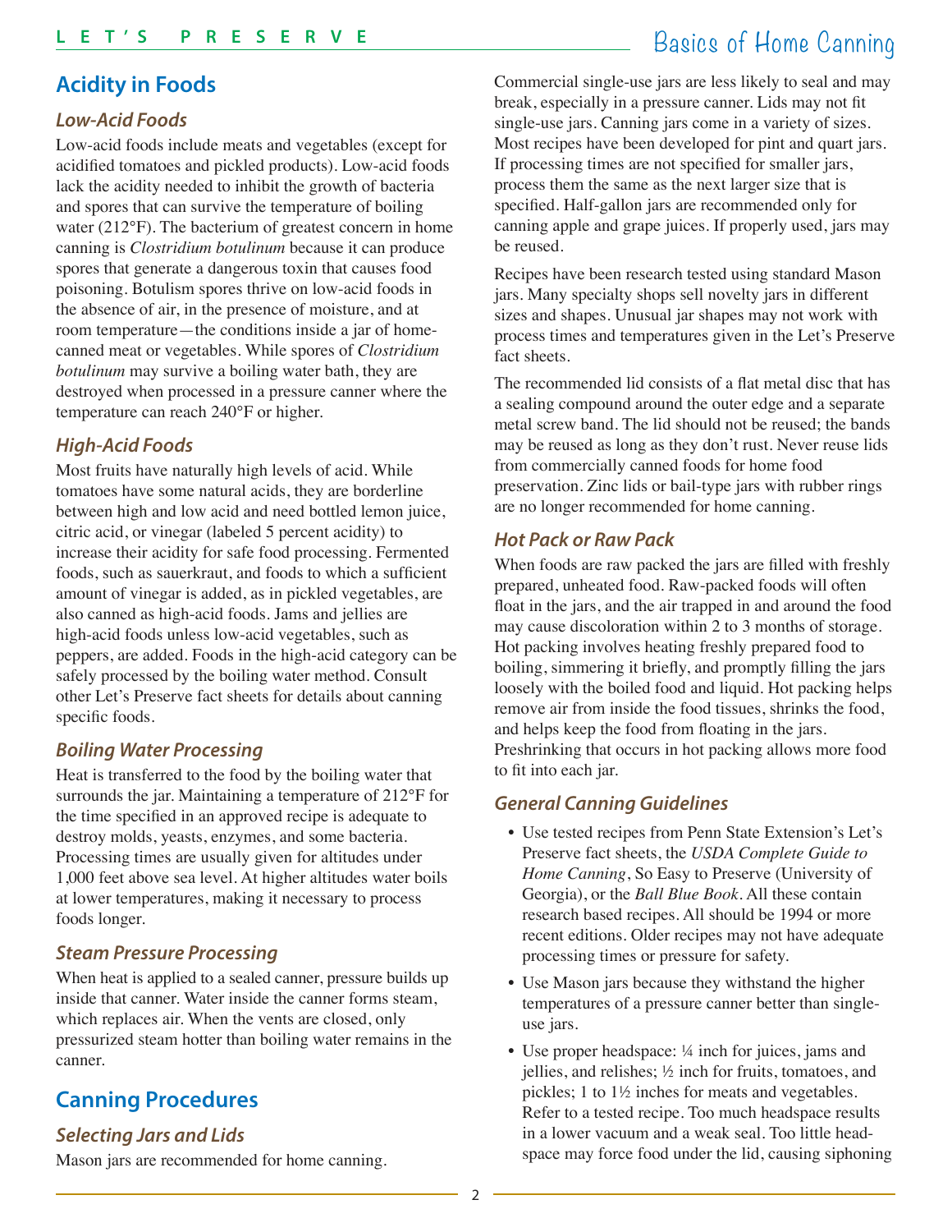## Acidity in Foods

### *Low-Acid Foods*

Low-acid foods include meats and vegetables (except for acidified tomatoes and pickled products). Low-acid foods lack the acidity needed to inhibit the growth of bacteria and spores that can survive the temperature of boiling water (212°F). The bacterium of greatest concern in home canning is *Clostridium botulinum* because it can produce spores that generate a dangerous toxin that causes food poisoning. Botulism spores thrive on low-acid foods in the absence of air, in the presence of moisture, and at room temperature—the conditions inside a jar of home-canned meat or vegetables. While spores of *Clostridium botulinum* may survive a boiling water bath, they are destroyed when processed in a pressure canner where the temperature can reach 240°F or higher.

### *High-Acid Foods*

Most fruits have naturally high levels of acid. While tomatoes have some natural acids, they are borderline between high and low acid and need bottled lemon juice, citric acid, or vinegar (labeled 5 percent acidity) to increase their acidity for safe food processing. Fermented foods, such as sauerkraut, and foods to which a sufficient amount of vinegar is added, as in pickled vegetables, are also canned as high-acid foods. Jams and jellies are high-acid foods unless low-acid vegetables, such as peppers, are added. Foods in the high-acid category can be safely processed by the boiling water method. Consult other Let's Preserve fact sheets for details about canning specific foods.

### *Boiling Water Processing*

Heat is transferred to the food by the boiling water that surrounds the jar. Maintaining a temperature of 212°F for the time specified in an approved recipe is adequate to destroy molds, yeasts, enzymes, and some bacteria. Processing times are usually given for altitudes under 1,000 feet above sea level. At higher altitudes water boils at lower temperatures, making it necessary to process foods longer.

### *Steam Pressure Processing*

When heat is applied to a sealed canner, pressure builds up inside that canner. Water inside the canner forms steam, which replaces air. When the vents are closed, only pressurized steam hotter than boiling water remains in the canner.

## Canning Procedures

### *Selecting Jars and Lids*

Mason jars are recommended for home canning. Commercial single-use jars are less likely to seal and may break, especially in a pressure canner. Lids may not fit single-use jars. Canning jars come in a variety of sizes. Most recipes have been developed for pint and quart jars. If processing times are not specified for smaller jars, process them the same as the next larger size that is specified. Half-gallon jars are recommended only for canning apple and grape juices. If properly used, jars may be reused.

Recipes have been research tested using standard Mason jars. Many specialty shops sell novelty jars in different sizes and shapes. Unusual jar shapes may not work with process times and temperatures given in the Let's Preserve fact sheets.

The recommended lid consists of a flat metal disc that has a sealing compound around the outer edge and a separate metal screw band. The lid should not be reused; the bands may be reused as long as they don't rust. Never reuse lids from commercially canned foods for home food preservation. Zinc lids or bail-type jars with rubber rings are no longer recommended for home canning.

### *Hot Pack or Raw Pack*

When foods are raw packed the jars are filled with freshly prepared, unheated food. Raw-packed foods will often float in the jars, and the air trapped in and around the food may cause discoloration within 2 to 3 months of storage. Hot packing involves heating freshly prepared food to boiling, simmering it briefly, and promptly filling the jars loosely with the boiled food and liquid. Hot packing helps remove air from inside the food tissues, shrinks the food, and helps keep the food from floating in the jars. Preshrinking that occurs in hot packing allows more food to fit into each jar.

### *General Canning Guidelines*

- Use tested recipes from Penn State Extension's Let's Preserve fact sheets, the *USDA Complete Guide to Home Canning*, So Easy to Preserve (University of Georgia), or the *Ball Blue Book*. All these contain research based recipes. All should be 1994 or more recent editions. Older recipes may not have adequate processing times or pressure for safety.
- Use Mason jars because they withstand the higher temperatures of a pressure canner better than single-use jars.
- Use proper headspace: ¼ inch for juices, jams and jellies, and relishes; ½ inch for fruits, tomatoes, and pickles; 1 to 1½ inches for meats and vegetables. Refer to a tested recipe. Too much headspace results in a lower vacuum and a weak seal. Too little head-space may force food under the lid, causing siphoning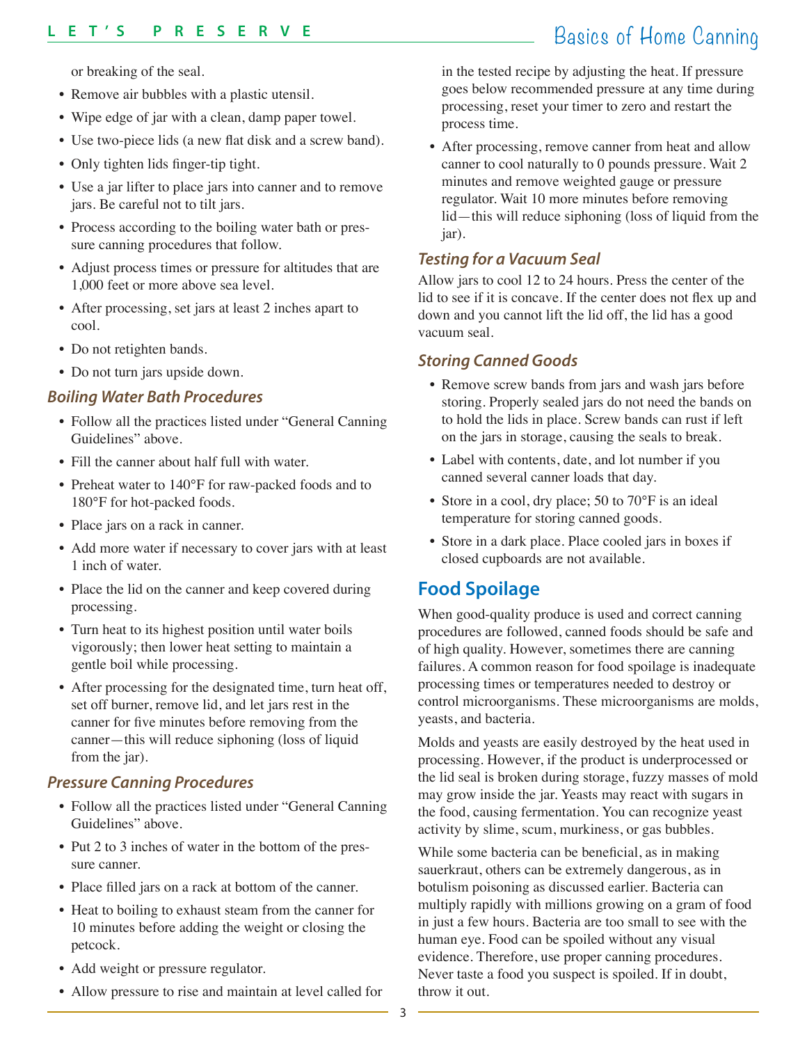or breaking of the seal.

- Remove air bubbles with a plastic utensil.
- Wipe edge of jar with a clean, damp paper towel.
- Use two-piece lids (a new flat disk and a screw band).
- Only tighten lids finger-tip tight.
- Use a jar lifter to place jars into canner and to remove jars. Be careful not to tilt jars.
- Process according to the boiling water bath or pressure canning procedures that follow.
- Adjust process times or pressure for altitudes that are 1,000 feet or more above sea level.
- After processing, set jars at least 2 inches apart to cool.
- Do not retighten bands.
- Do not turn jars upside down.

### *Boiling Water Bath Procedures*

- Follow all the practices listed under "General Canning Guidelines" above.
- Fill the canner about half full with water.
- Preheat water to 140°F for raw-packed foods and to 180°F for hot-packed foods.
- Place jars on a rack in canner.
- Add more water if necessary to cover jars with at least 1 inch of water.
- Place the lid on the canner and keep covered during processing.
- Turn heat to its highest position until water boils vigorously; then lower heat setting to maintain a gentle boil while processing.
- After processing for the designated time, turn heat off, set off burner, remove lid, and let jars rest in the canner for five minutes before removing from the canner—this will reduce siphoning (loss of liquid from the jar).

### *Pressure Canning Procedures*

- Follow all the practices listed under "General Canning Guidelines" above.
- Put 2 to 3 inches of water in the bottom of the pressure canner.
- Place filled jars on a rack at bottom of the canner.
- Heat to boiling to exhaust steam from the canner for 10 minutes before adding the weight or closing the petcock.
- Add weight or pressure regulator.
- Allow pressure to rise and maintain at level called for in the tested recipe by adjusting the heat. If pressure goes below recommended pressure at any time during processing, reset your timer to zero and restart the process time.
- After processing, remove canner from heat and allow canner to cool naturally to 0 pounds pressure. Wait 2 minutes and remove weighted gauge or pressure regulator. Wait 10 more minutes before removing lid—this will reduce siphoning (loss of liquid from the jar).

### *Testing for a Vacuum Seal*

Allow jars to cool 12 to 24 hours. Press the center of the lid to see if it is concave. If the center does not flex up and down and you cannot lift the lid off, the lid has a good vacuum seal.

### *Storing Canned Goods*

- Remove screw bands from jars and wash jars before storing. Properly sealed jars do not need the bands on to hold the lids in place. Screw bands can rust if left on the jars in storage, causing the seals to break.
- Label with contents, date, and lot number if you canned several canner loads that day.
- Store in a cool, dry place; 50 to 70°F is an ideal temperature for storing canned goods.
- Store in a dark place. Place cooled jars in boxes if closed cupboards are not available.

## Food Spoilage

When good-quality produce is used and correct canning procedures are followed, canned foods should be safe and of high quality. However, sometimes there are canning failures. A common reason for food spoilage is inadequate processing times or temperatures needed to destroy or control microorganisms. These microorganisms are molds, yeasts, and bacteria.

Molds and yeasts are easily destroyed by the heat used in processing. However, if the product is underprocessed or the lid seal is broken during storage, fuzzy masses of mold may grow inside the jar. Yeasts may react with sugars in the food, causing fermentation. You can recognize yeast activity by slime, scum, murkiness, or gas bubbles.

While some bacteria can be beneficial, as in making sauerkraut, others can be extremely dangerous, as in botulism poisoning as discussed earlier. Bacteria can multiply rapidly with millions growing on a gram of food in just a few hours. Bacteria are too small to see with the human eye. Food can be spoiled without any visual evidence. Therefore, use proper canning procedures. Never taste a food you suspect is spoiled. If in doubt, throw it out.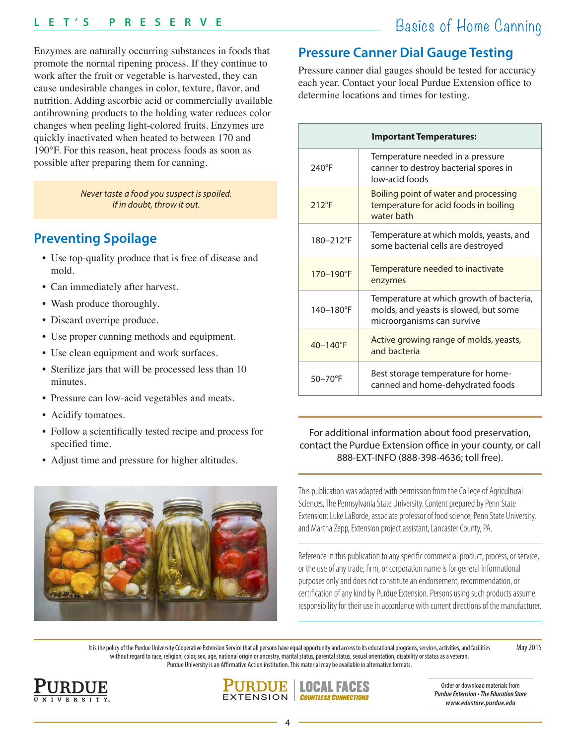Enzymes are naturally occurring substances in foods that promote the normal ripening process. If they continue to work after the fruit or vegetable is harvested, they can cause undesirable changes in color, texture, flavor, and nutrition. Adding ascorbic acid or commercially available antibrowning products to the holding water reduces color changes when peeling light-colored fruits. Enzymes are quickly inactivated when heated to between 170 and 190°F. For this reason, heat process foods as soon as possible after preparing them for canning.

*Never taste a food you suspect is spoiled.*
*If in doubt, throw it out.*

## Preventing Spoilage

- Use top-quality produce that is free of disease and mold.
- Can immediately after harvest.
- Wash produce thoroughly.
- Discard overripe produce.
- Use proper canning methods and equipment.
- Use clean equipment and work surfaces.
- Sterilize jars that will be processed less than 10 minutes.
- Pressure can low-acid vegetables and meats.
- Acidify tomatoes.
- Follow a scientifically tested recipe and process for specified time.
- Adjust time and pressure for higher altitudes.

## Pressure Canner Dial Gauge Testing

Pressure canner dial gauges should be tested for accuracy each year. Contact your local Purdue Extension office to determine locations and times for testing.

| **Important Temperatures:** | |
|---|---|
| 240°F | Temperature needed in a pressure canner to destroy bacterial spores in low-acid foods |
| 212°F | Boiling point of water and processing temperature for acid foods in boiling water bath |
| 180–212°F | Temperature at which molds, yeasts, and some bacterial cells are destroyed |
| 170–190°F | Temperature needed to inactivate enzymes |
| 140–180°F | Temperature at which growth of bacteria, molds, and yeasts is slowed, but some microorganisms can survive |
| 40–140°F | Active growing range of molds, yeasts, and bacteria |
| 50–70°F | Best storage temperature for home-canned and home-dehydrated foods |

For additional information about food preservation, contact the Purdue Extension office in your county, or call 888-EXT-INFO (888-398-4636; toll free).

This publication was adapted with permission from the College of Agricultural Sciences, The Pennsylvania State University. Content prepared by Penn State Extension: Luke LaBorde, associate professor of food science, Penn State University, and Martha Zepp, Extension project assistant, Lancaster County, PA.

Reference in this publication to any specific commercial product, process, or service, or the use of any trade, firm, or corporation name is for general informational purposes only and does not constitute an endorsement, recommendation, or certification of any kind by Purdue Extension. Persons using such products assume responsibility for their use in accordance with current directions of the manufacturer.

It is the policy of the Purdue University Cooperative Extension Service that all persons have equal opportunity and access to its educational programs, services, activities, and facilities without regard to race, religion, color, sex, age, national origin or ancestry, marital status, parental status, sexual orientation, disability or status as a veteran. Purdue University is an Affirmative Action institution. This material may be available in alternative formats.

May 2015

Order or download materials from *Purdue Extension • The Education Store* *www.edustore.purdue.edu*